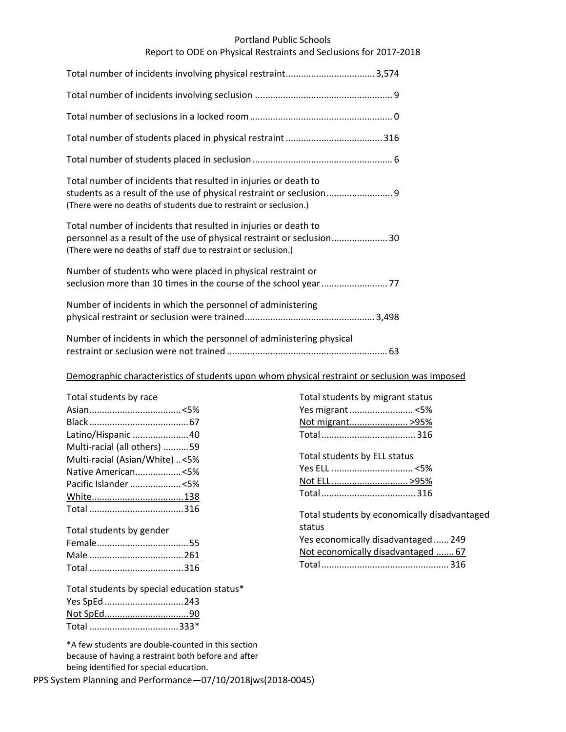# Portland Public Schools

## Report to ODE on Physical Restraints and Seclusions for 2017-2018

| | |
|---|---|
| Total number of incidents involving physical restraint | 3,574 |
| Total number of incidents involving seclusion | 9 |
| Total number of seclusions in a locked room | 0 |
| Total number of students placed in physical restraint | 316 |
| Total number of students placed in seclusion | 6 |
| Total number of incidents that resulted in injuries or death to students as a result of the use of physical restraint or seclusion (There were no deaths of students due to restraint or seclusion.) | 9 |
| Total number of incidents that resulted in injuries or death to personnel as a result of the use of physical restraint or seclusion (There were no deaths of staff due to restraint or seclusion.) | 30 |
| Number of students who were placed in physical restraint or seclusion more than 10 times in the course of the school year | 77 |
| Number of incidents in which the personnel of administering physical restraint or seclusion were trained | 3,498 |
| Number of incidents in which the personnel of administering physical restraint or seclusion were not trained | 63 |

### Demographic characteristics of students upon whom physical restraint or seclusion was imposed

| Total students by race | |
|---|---|
| Asian | <5% |
| Black | 67 |
| Latino/Hispanic | 40 |
| Multi-racial (all others) | 59 |
| Multi-racial (Asian/White) | <5% |
| Native American | <5% |
| Pacific Islander | <5% |
| White | 138 |
| Total | 316 |

| Total students by gender | |
|---|---|
| Female | 55 |
| Male | 261 |
| Total | 316 |

| Total students by special education status* | |
|---|---|
| Yes SpEd | 243 |
| Not SpEd | 90 |
| Total | 333* |

*A few students are double-counted in this section because of having a restraint both before and after being identified for special education.

| Total students by migrant status | |
|---|---|
| Yes migrant | <5% |
| Not migrant | >95% |
| Total | 316 |

| Total students by ELL status | |
|---|---|
| Yes ELL | <5% |
| Not ELL | >95% |
| Total | 316 |

| Total students by economically disadvantaged status | |
|---|---|
| Yes economically disadvantaged | 249 |
| Not economically disadvantaged | 67 |
| Total | 316 |

PPS System Planning and Performance—07/10/2018jws(2018-0045)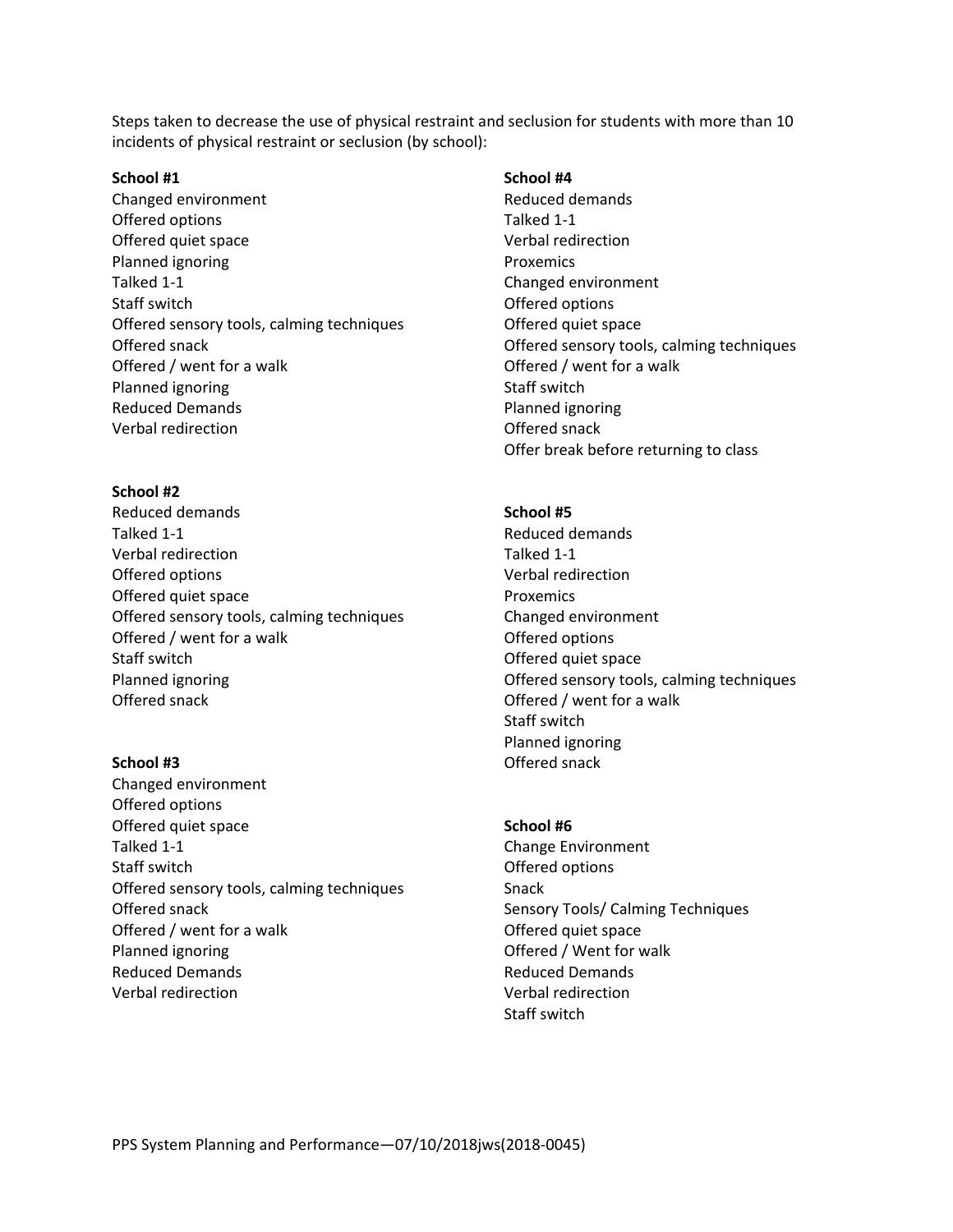Steps taken to decrease the use of physical restraint and seclusion for students with more than 10 incidents of physical restraint or seclusion (by school):

**School #1**

Changed environment
Offered options
Offered quiet space
Planned ignoring
Talked 1-1
Staff switch
Offered sensory tools, calming techniques
Offered snack
Offered / went for a walk
Planned ignoring
Reduced Demands
Verbal redirection

**School #2**

Reduced demands
Talked 1-1
Verbal redirection
Offered options
Offered quiet space
Offered sensory tools, calming techniques
Offered / went for a walk
Staff switch
Planned ignoring
Offered snack

**School #3**

Changed environment
Offered options
Offered quiet space
Talked 1-1
Staff switch
Offered sensory tools, calming techniques
Offered snack
Offered / went for a walk
Planned ignoring
Reduced Demands
Verbal redirection

**School #4**

Reduced demands
Talked 1-1
Verbal redirection
Proxemics
Changed environment
Offered options
Offered quiet space
Offered sensory tools, calming techniques
Offered / went for a walk
Staff switch
Planned ignoring
Offered snack
Offer break before returning to class

**School #5**

Reduced demands
Talked 1-1
Verbal redirection
Proxemics
Changed environment
Offered options
Offered quiet space
Offered sensory tools, calming techniques
Offered / went for a walk
Staff switch
Planned ignoring
Offered snack

**School #6**

Change Environment
Offered options
Snack
Sensory Tools/ Calming Techniques
Offered quiet space
Offered / Went for walk
Reduced Demands
Verbal redirection
Staff switch

PPS System Planning and Performance—07/10/2018jws(2018-0045)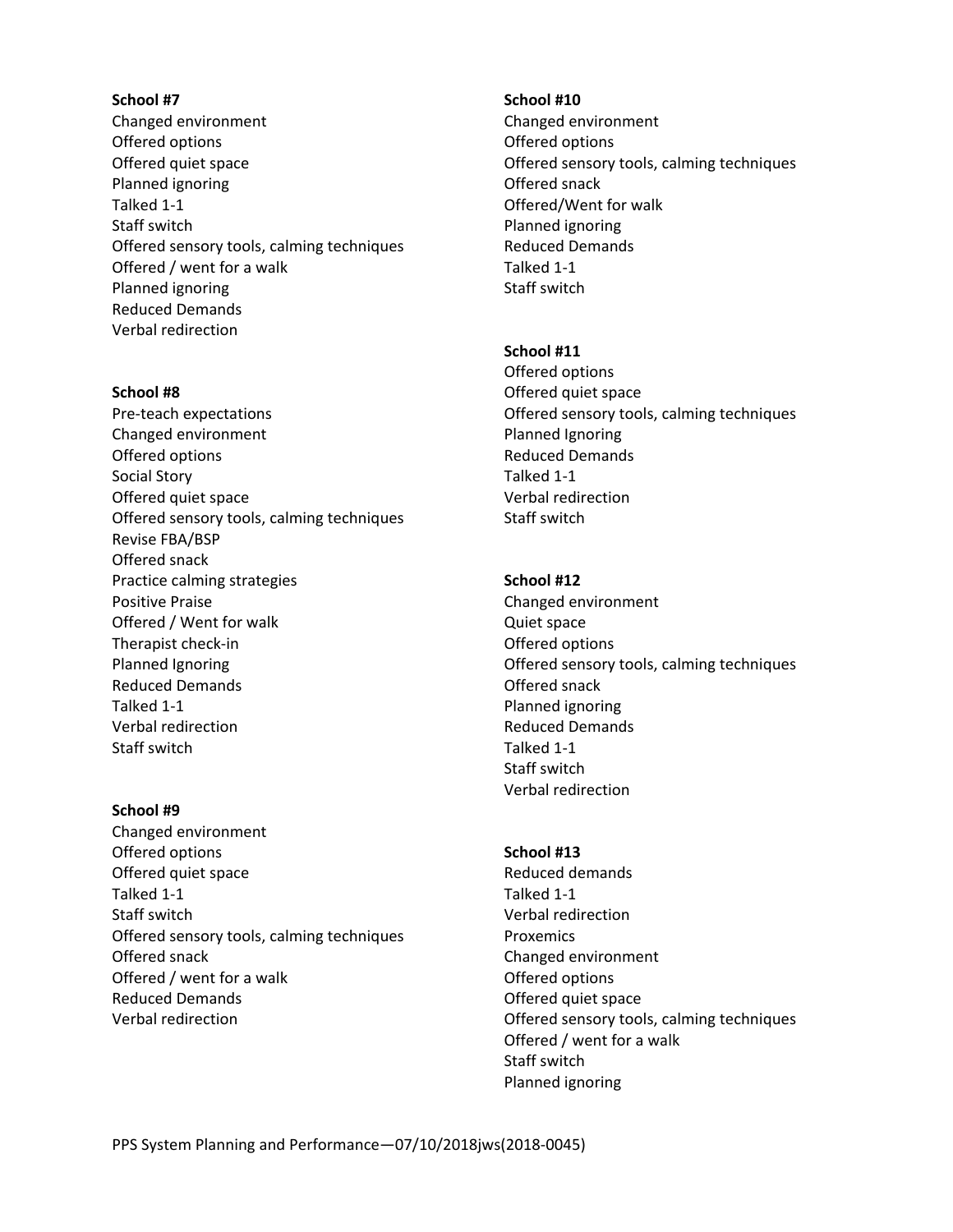**School #7**

Changed environment
Offered options
Offered quiet space
Planned ignoring
Talked 1-1
Staff switch
Offered sensory tools, calming techniques
Offered / went for a walk
Planned ignoring
Reduced Demands
Verbal redirection

**School #8**

Pre-teach expectations
Changed environment
Offered options
Social Story
Offered quiet space
Offered sensory tools, calming techniques
Revise FBA/BSP
Offered snack
Practice calming strategies
Positive Praise
Offered / Went for walk
Therapist check-in
Planned Ignoring
Reduced Demands
Talked 1-1
Verbal redirection
Staff switch

**School #9**

Changed environment
Offered options
Offered quiet space
Talked 1-1
Staff switch
Offered sensory tools, calming techniques
Offered snack
Offered / went for a walk
Reduced Demands
Verbal redirection

**School #10**

Changed environment
Offered options
Offered sensory tools, calming techniques
Offered snack
Offered/Went for walk
Planned ignoring
Reduced Demands
Talked 1-1
Staff switch

**School #11**

Offered options
Offered quiet space
Offered sensory tools, calming techniques
Planned Ignoring
Reduced Demands
Talked 1-1
Verbal redirection
Staff switch

**School #12**

Changed environment
Quiet space
Offered options
Offered sensory tools, calming techniques
Offered snack
Planned ignoring
Reduced Demands
Talked 1-1
Staff switch
Verbal redirection

**School #13**

Reduced demands
Talked 1-1
Verbal redirection
Proxemics
Changed environment
Offered options
Offered quiet space
Offered sensory tools, calming techniques
Offered / went for a walk
Staff switch
Planned ignoring

PPS System Planning and Performance—07/10/2018jws(2018-0045)